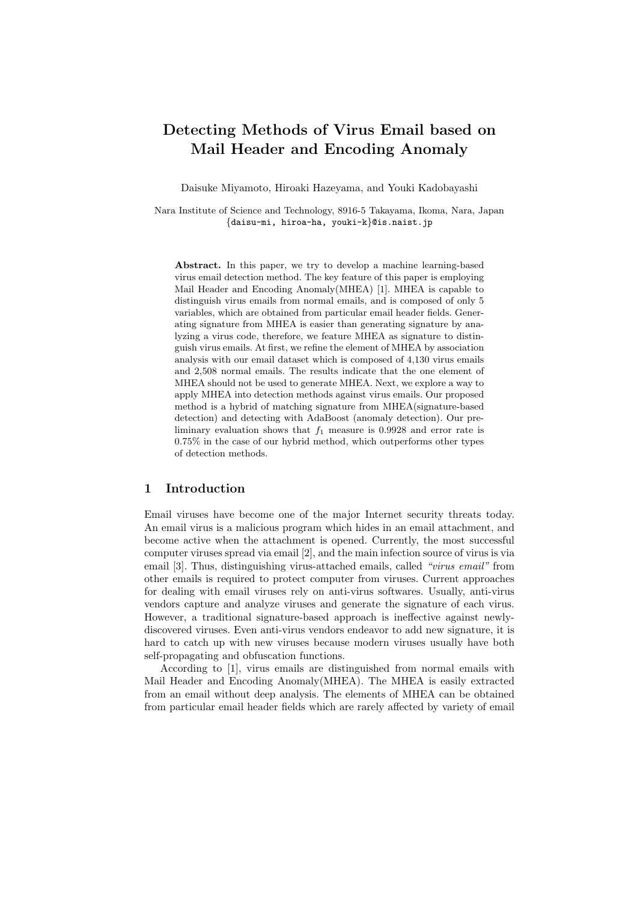# Detecting Methods of Virus Email based on Mail Header and Encoding Anomaly

Daisuke Miyamoto, Hiroaki Hazeyama, and Youki Kadobayashi

Nara Institute of Science and Technology, 8916-5 Takayama, Ikoma, Nara, Japan
{daisu-mi, hiroa-ha, youki-k}@is.naist.jp

**Abstract.** In this paper, we try to develop a machine learning-based virus email detection method. The key feature of this paper is employing Mail Header and Encoding Anomaly(MHEA) [1]. MHEA is capable to distinguish virus emails from normal emails, and is composed of only 5 variables, which are obtained from particular email header fields. Generating signature from MHEA is easier than generating signature by analyzing a virus code, therefore, we feature MHEA as signature to distinguish virus emails. At first, we refine the element of MHEA by association analysis with our email dataset which is composed of 4,130 virus emails and 2,508 normal emails. The results indicate that the one element of MHEA should not be used to generate MHEA. Next, we explore a way to apply MHEA into detection methods against virus emails. Our proposed method is a hybrid of matching signature from MHEA(signature-based detection) and detecting with AdaBoost (anomaly detection). Our preliminary evaluation shows that $f_1$ measure is 0.9928 and error rate is 0.75% in the case of our hybrid method, which outperforms other types of detection methods.

## 1 Introduction

Email viruses have become one of the major Internet security threats today. An email virus is a malicious program which hides in an email attachment, and become active when the attachment is opened. Currently, the most successful computer viruses spread via email [2], and the main infection source of virus is via email [3]. Thus, distinguishing virus-attached emails, called *"virus email"* from other emails is required to protect computer from viruses. Current approaches for dealing with email viruses rely on anti-virus softwares. Usually, anti-virus vendors capture and analyze viruses and generate the signature of each virus. However, a traditional signature-based approach is ineffective against newly-discovered viruses. Even anti-virus vendors endeavor to add new signature, it is hard to catch up with new viruses because modern viruses usually have both self-propagating and obfuscation functions.

According to [1], virus emails are distinguished from normal emails with Mail Header and Encoding Anomaly(MHEA). The MHEA is easily extracted from an email without deep analysis. The elements of MHEA can be obtained from particular email header fields which are rarely affected by variety of email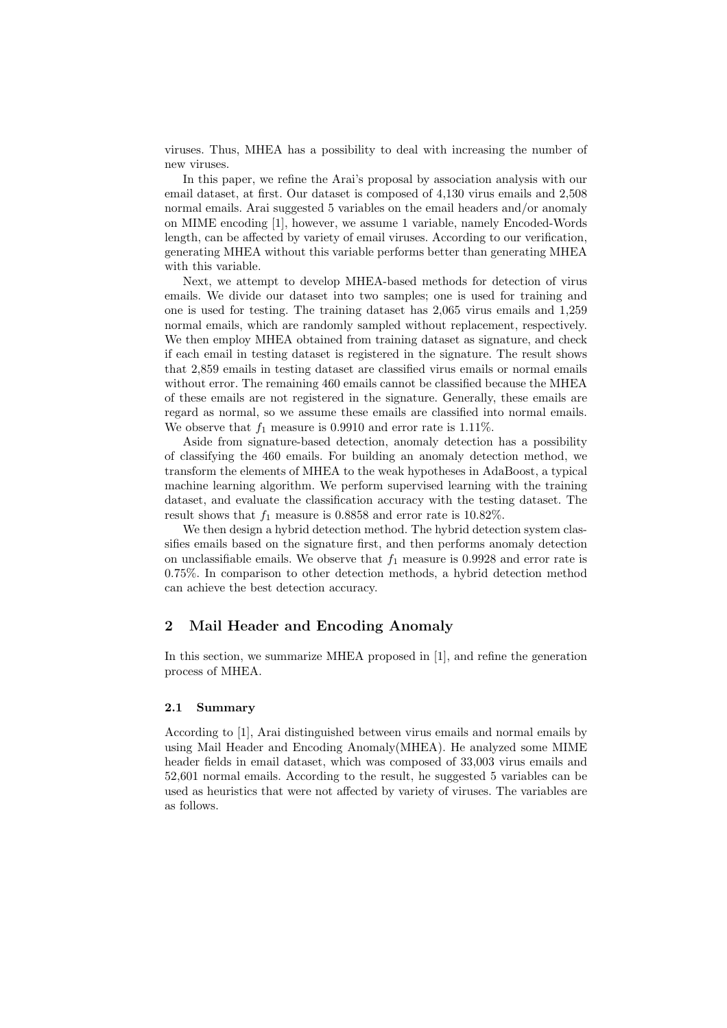viruses. Thus, MHEA has a possibility to deal with increasing the number of new viruses.

In this paper, we refine the Arai's proposal by association analysis with our email dataset, at first. Our dataset is composed of 4,130 virus emails and 2,508 normal emails. Arai suggested 5 variables on the email headers and/or anomaly on MIME encoding [1], however, we assume 1 variable, namely Encoded-Words length, can be affected by variety of email viruses. According to our verification, generating MHEA without this variable performs better than generating MHEA with this variable.

Next, we attempt to develop MHEA-based methods for detection of virus emails. We divide our dataset into two samples; one is used for training and one is used for testing. The training dataset has 2,065 virus emails and 1,259 normal emails, which are randomly sampled without replacement, respectively. We then employ MHEA obtained from training dataset as signature, and check if each email in testing dataset is registered in the signature. The result shows that 2,859 emails in testing dataset are classified virus emails or normal emails without error. The remaining 460 emails cannot be classified because the MHEA of these emails are not registered in the signature. Generally, these emails are regard as normal, so we assume these emails are classified into normal emails. We observe that $f_1$ measure is 0.9910 and error rate is 1.11%.

Aside from signature-based detection, anomaly detection has a possibility of classifying the 460 emails. For building an anomaly detection method, we transform the elements of MHEA to the weak hypotheses in AdaBoost, a typical machine learning algorithm. We perform supervised learning with the training dataset, and evaluate the classification accuracy with the testing dataset. The result shows that $f_1$ measure is 0.8858 and error rate is 10.82%.

We then design a hybrid detection method. The hybrid detection system classifies emails based on the signature first, and then performs anomaly detection on unclassifiable emails. We observe that $f_1$ measure is 0.9928 and error rate is 0.75%. In comparison to other detection methods, a hybrid detection method can achieve the best detection accuracy.

## 2 Mail Header and Encoding Anomaly

In this section, we summarize MHEA proposed in [1], and refine the generation process of MHEA.

### 2.1 Summary

According to [1], Arai distinguished between virus emails and normal emails by using Mail Header and Encoding Anomaly(MHEA). He analyzed some MIME header fields in email dataset, which was composed of 33,003 virus emails and 52,601 normal emails. According to the result, he suggested 5 variables can be used as heuristics that were not affected by variety of viruses. The variables are as follows.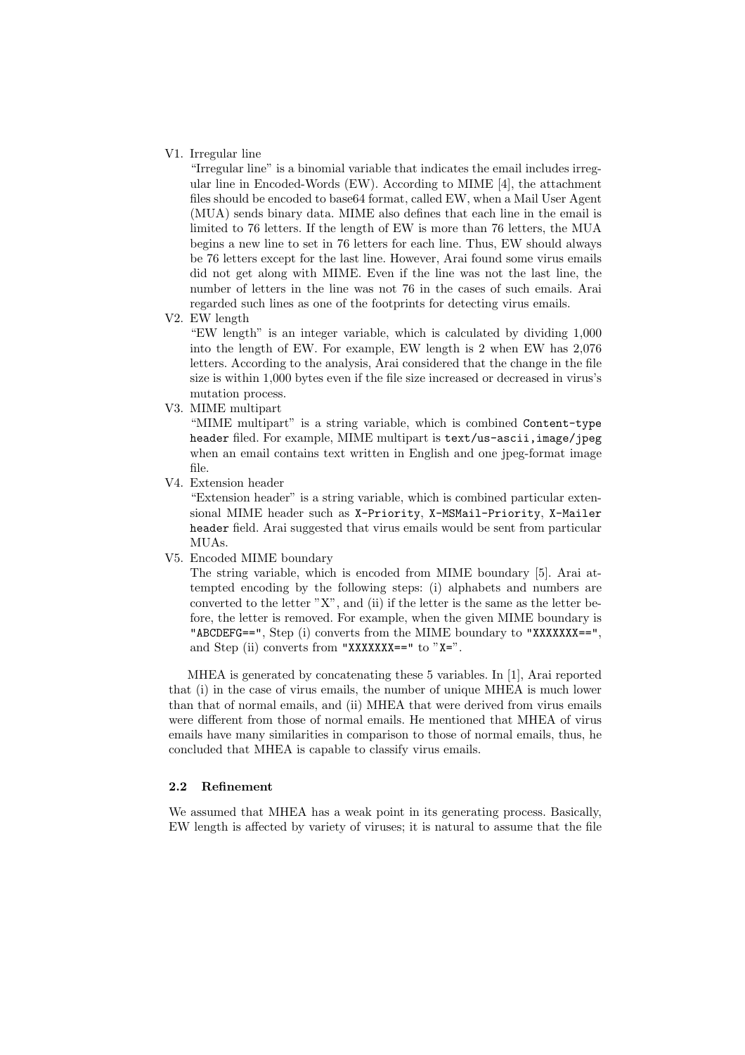V1. Irregular line
   "Irregular line" is a binomial variable that indicates the email includes irregular line in Encoded-Words (EW). According to MIME [4], the attachment files should be encoded to base64 format, called EW, when a Mail User Agent (MUA) sends binary data. MIME also defines that each line in the email is limited to 76 letters. If the length of EW is more than 76 letters, the MUA begins a new line to set in 76 letters for each line. Thus, EW should always be 76 letters except for the last line. However, Arai found some virus emails did not get along with MIME. Even if the line was not the last line, the number of letters in the line was not 76 in the cases of such emails. Arai regarded such lines as one of the footprints for detecting virus emails.

V2. EW length
   "EW length" is an integer variable, which is calculated by dividing 1,000 into the length of EW. For example, EW length is 2 when EW has 2,076 letters. According to the analysis, Arai considered that the change in the file size is within 1,000 bytes even if the file size increased or decreased in virus's mutation process.

V3. MIME multipart
   "MIME multipart" is a string variable, which is combined `Content-type header` filed. For example, MIME multipart is `text/us-ascii,image/jpeg` when an email contains text written in English and one jpeg-format image file.

V4. Extension header
   "Extension header" is a string variable, which is combined particular extensional MIME header such as `X-Priority`, `X-MSMail-Priority`, `X-Mailer header` field. Arai suggested that virus emails would be sent from particular MUAs.

V5. Encoded MIME boundary
   The string variable, which is encoded from MIME boundary [5]. Arai attempted encoding by the following steps: (i) alphabets and numbers are converted to the letter "X", and (ii) if the letter is the same as the letter before, the letter is removed. For example, when the given MIME boundary is `"ABCDEFG=="`, Step (i) converts from the MIME boundary to `"XXXXXXX=="`, and Step (ii) converts from `"XXXXXXX=="` to "`X=`".

MHEA is generated by concatenating these 5 variables. In [1], Arai reported that (i) in the case of virus emails, the number of unique MHEA is much lower than that of normal emails, and (ii) MHEA that were derived from virus emails were different from those of normal emails. He mentioned that MHEA of virus emails have many similarities in comparison to those of normal emails, thus, he concluded that MHEA is capable to classify virus emails.

### 2.2 Refinement

We assumed that MHEA has a weak point in its generating process. Basically, EW length is affected by variety of viruses; it is natural to assume that the file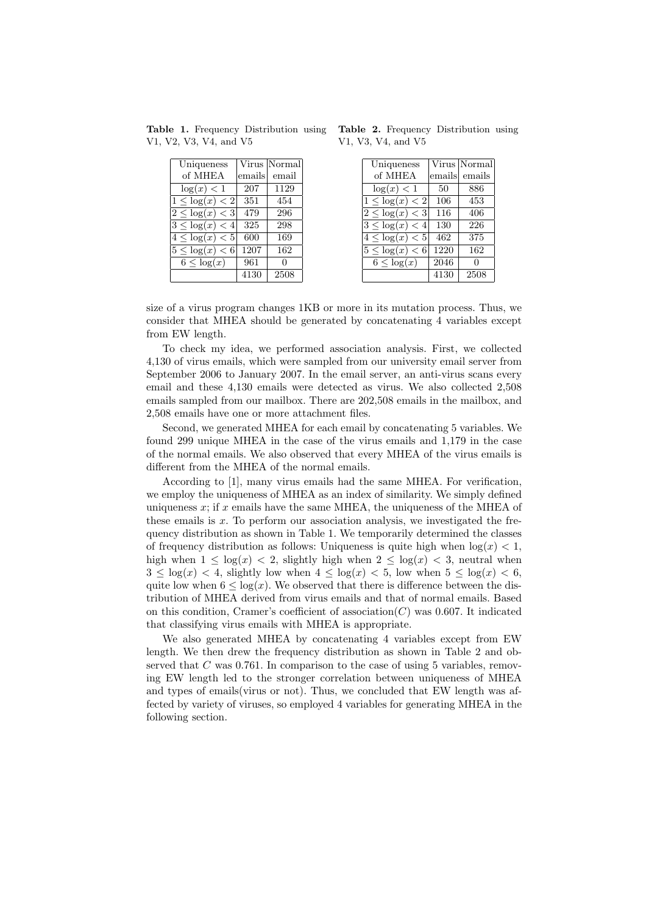**Table 1.** Frequency Distribution using V1, V2, V3, V4, and V5

| Uniqueness of MHEA | Virus emails | Normal email |
|---|---|---|
| $\log(x) < 1$ | 207 | 1129 |
| $1 \leq \log(x) < 2$ | 351 | 454 |
| $2 \leq \log(x) < 3$ | 479 | 296 |
| $3 \leq \log(x) < 4$ | 325 | 298 |
| $4 \leq \log(x) < 5$ | 600 | 169 |
| $5 \leq \log(x) < 6$ | 1207 | 162 |
| $6 \leq \log(x)$ | 961 | 0 |
| | 4130 | 2508 |

**Table 2.** Frequency Distribution using V1, V3, V4, and V5

| Uniqueness of MHEA | Virus emails | Normal emails |
|---|---|---|
| $\log(x) < 1$ | 50 | 886 |
| $1 \leq \log(x) < 2$ | 106 | 453 |
| $2 \leq \log(x) < 3$ | 116 | 406 |
| $3 \leq \log(x) < 4$ | 130 | 226 |
| $4 \leq \log(x) < 5$ | 462 | 375 |
| $5 \leq \log(x) < 6$ | 1220 | 162 |
| $6 \leq \log(x)$ | 2046 | 0 |
| | 4130 | 2508 |

size of a virus program changes 1KB or more in its mutation process. Thus, we consider that MHEA should be generated by concatenating 4 variables except from EW length.

To check my idea, we performed association analysis. First, we collected 4,130 of virus emails, which were sampled from our university email server from September 2006 to January 2007. In the email server, an anti-virus scans every email and these 4,130 emails were detected as virus. We also collected 2,508 emails sampled from our mailbox. There are 202,508 emails in the mailbox, and 2,508 emails have one or more attachment files.

Second, we generated MHEA for each email by concatenating 5 variables. We found 299 unique MHEA in the case of the virus emails and 1,179 in the case of the normal emails. We also observed that every MHEA of the virus emails is different from the MHEA of the normal emails.

According to [1], many virus emails had the same MHEA. For verification, we employ the uniqueness of MHEA as an index of similarity. We simply defined uniqueness $x$; if $x$ emails have the same MHEA, the uniqueness of the MHEA of these emails is $x$. To perform our association analysis, we investigated the frequency distribution as shown in Table 1. We temporarily determined the classes of frequency distribution as follows: Uniqueness is quite high when $\log(x) < 1$, high when $1 \leq \log(x) < 2$, slightly high when $2 \leq \log(x) < 3$, neutral when $3 \leq \log(x) < 4$, slightly low when $4 \leq \log(x) < 5$, low when $5 \leq \log(x) < 6$, quite low when $6 \leq \log(x)$. We observed that there is difference between the distribution of MHEA derived from virus emails and that of normal emails. Based on this condition, Cramer's coefficient of association($C$) was 0.607. It indicated that classifying virus emails with MHEA is appropriate.

We also generated MHEA by concatenating 4 variables except from EW length. We then drew the frequency distribution as shown in Table 2 and observed that $C$ was 0.761. In comparison to the case of using 5 variables, removing EW length led to the stronger correlation between uniqueness of MHEA and types of emails(virus or not). Thus, we concluded that EW length was affected by variety of viruses, so employed 4 variables for generating MHEA in the following section.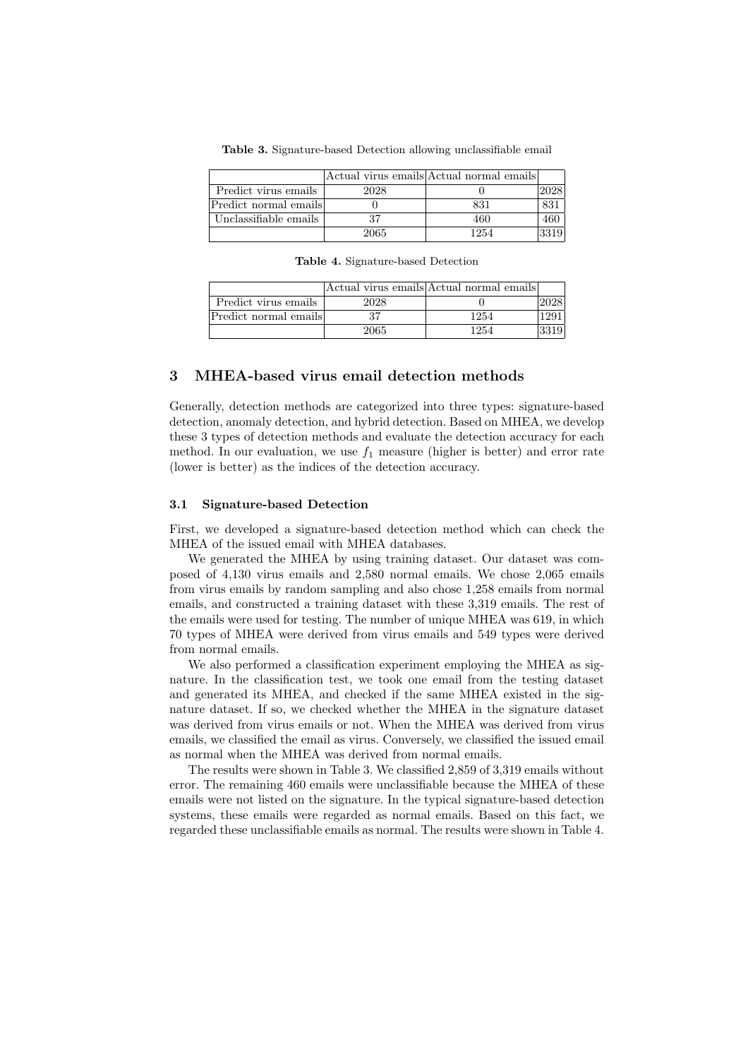**Table 3.** Signature-based Detection allowing unclassifiable email

| | Actual virus emails | Actual normal emails | |
|---|---|---|---|
| Predict virus emails | 2028 | 0 | 2028 |
| Predict normal emails | 0 | 831 | 831 |
| Unclassifiable emails | 37 | 460 | 460 |
| | 2065 | 1254 | 3319 |

**Table 4.** Signature-based Detection

| | Actual virus emails | Actual normal emails | |
|---|---|---|---|
| Predict virus emails | 2028 | 0 | 2028 |
| Predict normal emails | 37 | 1254 | 1291 |
| | 2065 | 1254 | 3319 |

## 3 MHEA-based virus email detection methods

Generally, detection methods are categorized into three types: signature-based detection, anomaly detection, and hybrid detection. Based on MHEA, we develop these 3 types of detection methods and evaluate the detection accuracy for each method. In our evaluation, we use $f_1$ measure (higher is better) and error rate (lower is better) as the indices of the detection accuracy.

### 3.1 Signature-based Detection

First, we developed a signature-based detection method which can check the MHEA of the issued email with MHEA databases.

We generated the MHEA by using training dataset. Our dataset was composed of 4,130 virus emails and 2,580 normal emails. We chose 2,065 emails from virus emails by random sampling and also chose 1,258 emails from normal emails, and constructed a training dataset with these 3,319 emails. The rest of the emails were used for testing. The number of unique MHEA was 619, in which 70 types of MHEA were derived from virus emails and 549 types were derived from normal emails.

We also performed a classification experiment employing the MHEA as signature. In the classification test, we took one email from the testing dataset and generated its MHEA, and checked if the same MHEA existed in the signature dataset. If so, we checked whether the MHEA in the signature dataset was derived from virus emails or not. When the MHEA was derived from virus emails, we classified the email as virus. Conversely, we classified the issued email as normal when the MHEA was derived from normal emails.

The results were shown in Table 3. We classified 2,859 of 3,319 emails without error. The remaining 460 emails were unclassifiable because the MHEA of these emails were not listed on the signature. In the typical signature-based detection systems, these emails were regarded as normal emails. Based on this fact, we regarded these unclassifiable emails as normal. The results were shown in Table 4.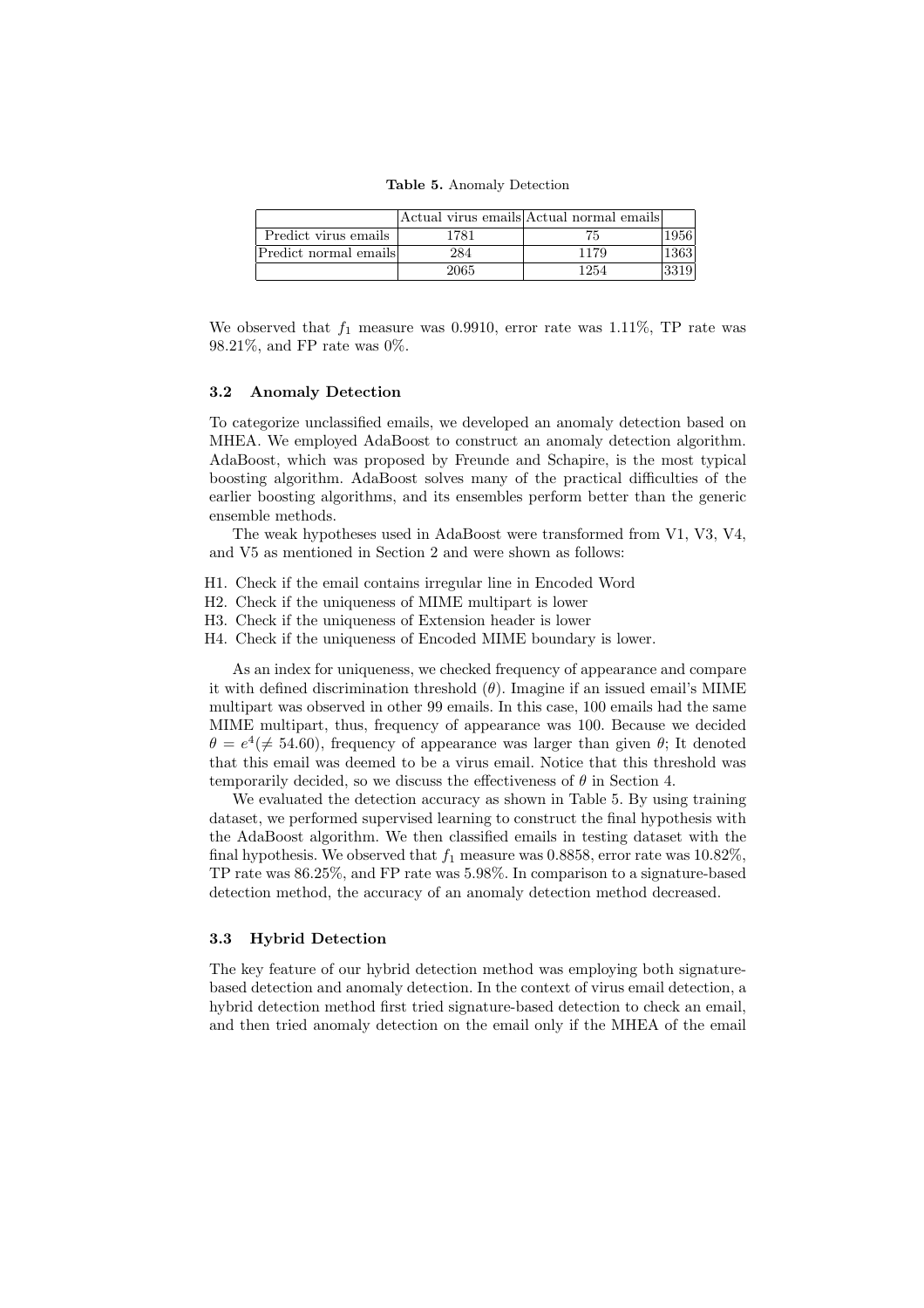**Table 5.** Anomaly Detection

| | Actual virus emails | Actual normal emails | |
|---|---|---|---|
| Predict virus emails | 1781 | 75 | 1956 |
| Predict normal emails | 284 | 1179 | 1363 |
| | 2065 | 1254 | 3319 |

We observed that $f_1$ measure was 0.9910, error rate was 1.11%, TP rate was 98.21%, and FP rate was 0%.

### 3.2 Anomaly Detection

To categorize unclassified emails, we developed an anomaly detection based on MHEA. We employed AdaBoost to construct an anomaly detection algorithm. AdaBoost, which was proposed by Freunde and Schapire, is the most typical boosting algorithm. AdaBoost solves many of the practical difficulties of the earlier boosting algorithms, and its ensembles perform better than the generic ensemble methods.

The weak hypotheses used in AdaBoost were transformed from V1, V3, V4, and V5 as mentioned in Section 2 and were shown as follows:

H1. Check if the email contains irregular line in Encoded Word
H2. Check if the uniqueness of MIME multipart is lower
H3. Check if the uniqueness of Extension header is lower
H4. Check if the uniqueness of Encoded MIME boundary is lower.

As an index for uniqueness, we checked frequency of appearance and compare it with defined discrimination threshold ($\theta$). Imagine if an issued email's MIME multipart was observed in other 99 emails. In this case, 100 emails had the same MIME multipart, thus, frequency of appearance was 100. Because we decided $\theta = e^4 (\neq 54.60)$, frequency of appearance was larger than given $\theta$; It denoted that this email was deemed to be a virus email. Notice that this threshold was temporarily decided, so we discuss the effectiveness of $\theta$ in Section 4.

We evaluated the detection accuracy as shown in Table 5. By using training dataset, we performed supervised learning to construct the final hypothesis with the AdaBoost algorithm. We then classified emails in testing dataset with the final hypothesis. We observed that $f_1$ measure was 0.8858, error rate was 10.82%, TP rate was 86.25%, and FP rate was 5.98%. In comparison to a signature-based detection method, the accuracy of an anomaly detection method decreased.

### 3.3 Hybrid Detection

The key feature of our hybrid detection method was employing both signature-based detection and anomaly detection. In the context of virus email detection, a hybrid detection method first tried signature-based detection to check an email, and then tried anomaly detection on the email only if the MHEA of the email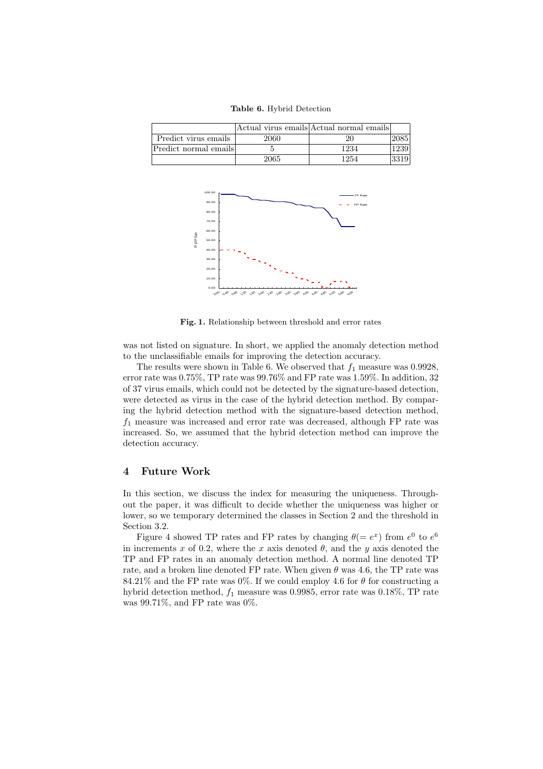**Table 6.** Hybrid Detection

| | Actual virus emails | Actual normal emails | |
|---|---|---|---|
| Predict virus emails | 2060 | 20 | 2085 |
| Predict normal emails | 5 | 1234 | 1239 |
| | 2065 | 1254 | 3319 |

100.00
90.00
80.00
70.00
60.00
50.00
40.00
30.00
20.00
10.00
0.00

TP &FP Rate

TP Rate
FP Rate

0.00 0.40 0.80 1.20 1.60 2.00 2.40 2.80 3.20 3.60 4.00 4.40 4.80 5.20 5.60 6.00

**Fig. 1.** Relationship between threshold and error rates

was not listed on signature. In short, we applied the anomaly detection method to the unclassifiable emails for improving the detection accuracy.

The results were shown in Table 6. We observed that $f_1$ measure was 0.9928, error rate was 0.75%, TP rate was 99.76% and FP rate was 1.59%. In addition, 32 of 37 virus emails, which could not be detected by the signature-based detection, were detected as virus in the case of the hybrid detection method. By comparing the hybrid detection method with the signature-based detection method, $f_1$ measure was increased and error rate was decreased, although FP rate was increased. So, we assumed that the hybrid detection method can improve the detection accuracy.

## 4 Future Work

In this section, we discuss the index for measuring the uniqueness. Throughout the paper, it was difficult to decide whether the uniqueness was higher or lower, so we temporary determined the classes in Section 2 and the threshold in Section 3.2.

Figure 4 showed TP rates and FP rates by changing $\theta (= e^x)$ from $e^0$ to $e^6$ in increments $x$ of 0.2, where the $x$ axis denoted $\theta$, and the $y$ axis denoted the TP and FP rates in an anomaly detection method. A normal line denoted TP rate, and a broken line denoted FP rate. When given $\theta$ was 4.6, the TP rate was 84.21% and the FP rate was 0%. If we could employ 4.6 for $\theta$ for constructing a hybrid detection method, $f_1$ measure was 0.9985, error rate was 0.18%, TP rate was 99.71%, and FP rate was 0%.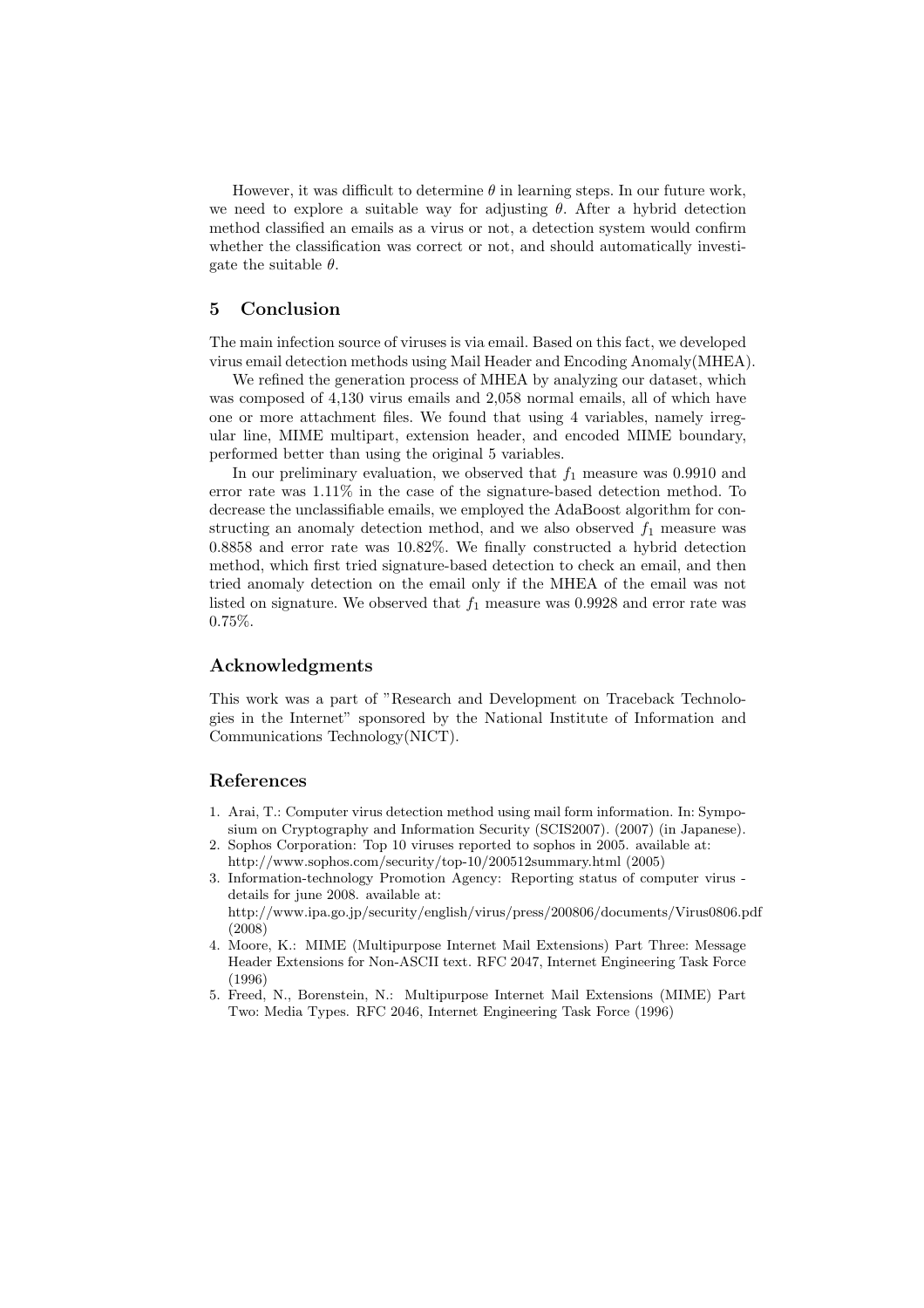However, it was difficult to determine $\theta$ in learning steps. In our future work, we need to explore a suitable way for adjusting $\theta$. After a hybrid detection method classified an emails as a virus or not, a detection system would confirm whether the classification was correct or not, and should automatically investigate the suitable $\theta$.

## 5 Conclusion

The main infection source of viruses is via email. Based on this fact, we developed virus email detection methods using Mail Header and Encoding Anomaly(MHEA).

We refined the generation process of MHEA by analyzing our dataset, which was composed of 4,130 virus emails and 2,058 normal emails, all of which have one or more attachment files. We found that using 4 variables, namely irregular line, MIME multipart, extension header, and encoded MIME boundary, performed better than using the original 5 variables.

In our preliminary evaluation, we observed that $f_1$ measure was 0.9910 and error rate was 1.11% in the case of the signature-based detection method. To decrease the unclassifiable emails, we employed the AdaBoost algorithm for constructing an anomaly detection method, and we also observed $f_1$ measure was 0.8858 and error rate was 10.82%. We finally constructed a hybrid detection method, which first tried signature-based detection to check an email, and then tried anomaly detection on the email only if the MHEA of the email was not listed on signature. We observed that $f_1$ measure was 0.9928 and error rate was 0.75%.

## Acknowledgments

This work was a part of "Research and Development on Traceback Technologies in the Internet" sponsored by the National Institute of Information and Communications Technology(NICT).

## References

1. Arai, T.: Computer virus detection method using mail form information. In: Symposium on Cryptography and Information Security (SCIS2007). (2007) (in Japanese).
2. Sophos Corporation: Top 10 viruses reported to sophos in 2005. available at: http://www.sophos.com/security/top-10/200512summary.html (2005)
3. Information-technology Promotion Agency: Reporting status of computer virus - details for june 2008. available at: http://www.ipa.go.jp/security/english/virus/press/200806/documents/Virus0806.pdf (2008)
4. Moore, K.: MIME (Multipurpose Internet Mail Extensions) Part Three: Message Header Extensions for Non-ASCII text. RFC 2047, Internet Engineering Task Force (1996)
5. Freed, N., Borenstein, N.: Multipurpose Internet Mail Extensions (MIME) Part Two: Media Types. RFC 2046, Internet Engineering Task Force (1996)